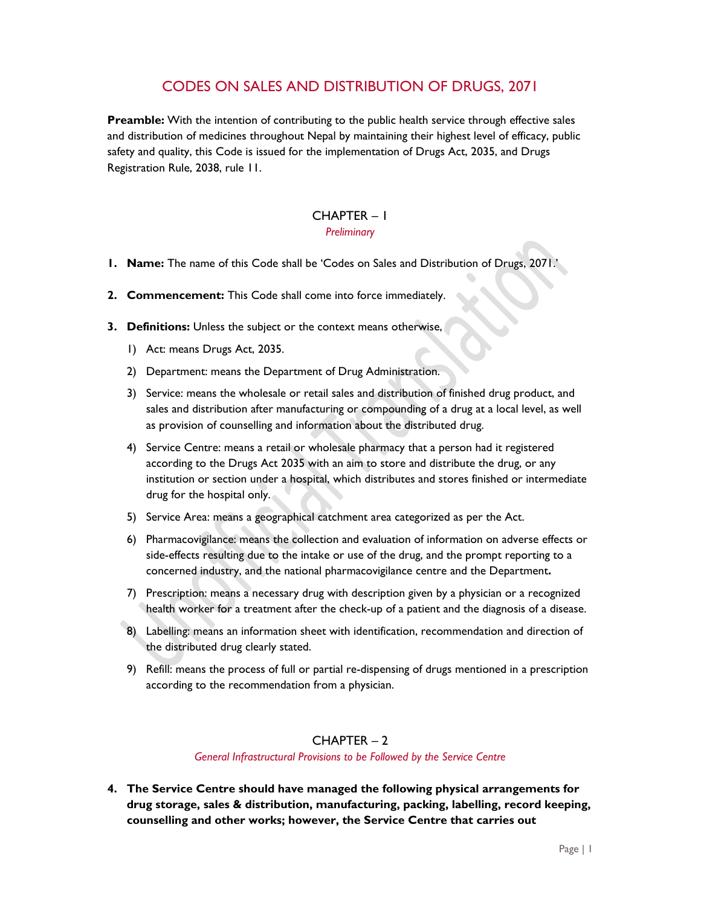# CODES ON SALES AND DISTRIBUTION OF DRUGS, 2071

**Preamble:** With the intention of contributing to the public health service through effective sales and distribution of medicines throughout Nepal by maintaining their highest level of efficacy, public safety and quality, this Code is issued for the implementation of Drugs Act, 2035, and Drugs Registration Rule, 2038, rule 11.

## CHAPTER – 1

*Preliminary*

1. **Name:** The name of this Code shall be 'Codes on Sales and Distribution of Drugs, 2071.'

2. **Commencement:** This Code shall come into force immediately.

3. **Definitions:** Unless the subject or the context means otherwise,

   1) Act: means Drugs Act, 2035.

   2) Department: means the Department of Drug Administration.

   3) Service: means the wholesale or retail sales and distribution of finished drug product, and sales and distribution after manufacturing or compounding of a drug at a local level, as well as provision of counselling and information about the distributed drug.

   4) Service Centre: means a retail or wholesale pharmacy that a person had it registered according to the Drugs Act 2035 with an aim to store and distribute the drug, or any institution or section under a hospital, which distributes and stores finished or intermediate drug for the hospital only.

   5) Service Area: means a geographical catchment area categorized as per the Act.

   6) Pharmacovigilance: means the collection and evaluation of information on adverse effects or side-effects resulting due to the intake or use of the drug, and the prompt reporting to a concerned industry, and the national pharmacovigilance centre and the Department**.**

   7) Prescription: means a necessary drug with description given by a physician or a recognized health worker for a treatment after the check-up of a patient and the diagnosis of a disease.

   8) Labelling: means an information sheet with identification, recommendation and direction of the distributed drug clearly stated.

   9) Refill: means the process of full or partial re-dispensing of drugs mentioned in a prescription according to the recommendation from a physician.

## CHAPTER – 2

*General Infrastructural Provisions to be Followed by the Service Centre*

4. **The Service Centre should have managed the following physical arrangements for drug storage, sales & distribution, manufacturing, packing, labelling, record keeping, counselling and other works; however, the Service Centre that carries out**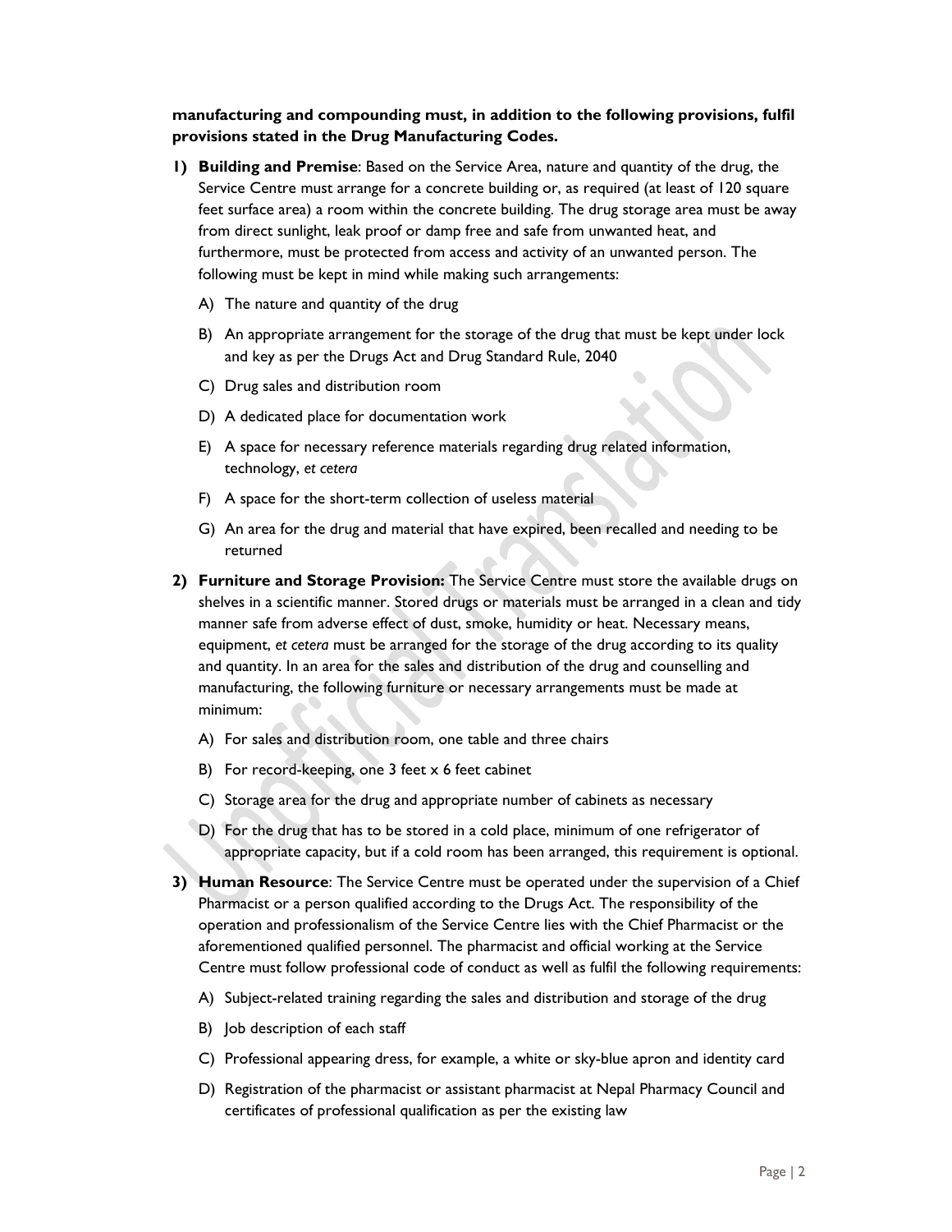**manufacturing and compounding must, in addition to the following provisions, fulfil provisions stated in the Drug Manufacturing Codes.**

1) **Building and Premise**: Based on the Service Area, nature and quantity of the drug, the Service Centre must arrange for a concrete building or, as required (at least of 120 square feet surface area) a room within the concrete building. The drug storage area must be away from direct sunlight, leak proof or damp free and safe from unwanted heat, and furthermore, must be protected from access and activity of an unwanted person. The following must be kept in mind while making such arrangements:

    A) The nature and quantity of the drug

    B) An appropriate arrangement for the storage of the drug that must be kept under lock and key as per the Drugs Act and Drug Standard Rule, 2040

    C) Drug sales and distribution room

    D) A dedicated place for documentation work

    E) A space for necessary reference materials regarding drug related information, technology, *et cetera*

    F) A space for the short-term collection of useless material

    G) An area for the drug and material that have expired, been recalled and needing to be returned

2) **Furniture and Storage Provision:** The Service Centre must store the available drugs on shelves in a scientific manner. Stored drugs or materials must be arranged in a clean and tidy manner safe from adverse effect of dust, smoke, humidity or heat. Necessary means, equipment, *et cetera* must be arranged for the storage of the drug according to its quality and quantity. In an area for the sales and distribution of the drug and counselling and manufacturing, the following furniture or necessary arrangements must be made at minimum:

    A) For sales and distribution room, one table and three chairs

    B) For record-keeping, one 3 feet x 6 feet cabinet

    C) Storage area for the drug and appropriate number of cabinets as necessary

    D) For the drug that has to be stored in a cold place, minimum of one refrigerator of appropriate capacity, but if a cold room has been arranged, this requirement is optional.

3) **Human Resource**: The Service Centre must be operated under the supervision of a Chief Pharmacist or a person qualified according to the Drugs Act. The responsibility of the operation and professionalism of the Service Centre lies with the Chief Pharmacist or the aforementioned qualified personnel. The pharmacist and official working at the Service Centre must follow professional code of conduct as well as fulfil the following requirements:

    A) Subject-related training regarding the sales and distribution and storage of the drug

    B) Job description of each staff

    C) Professional appearing dress, for example, a white or sky-blue apron and identity card

    D) Registration of the pharmacist or assistant pharmacist at Nepal Pharmacy Council and certificates of professional qualification as per the existing law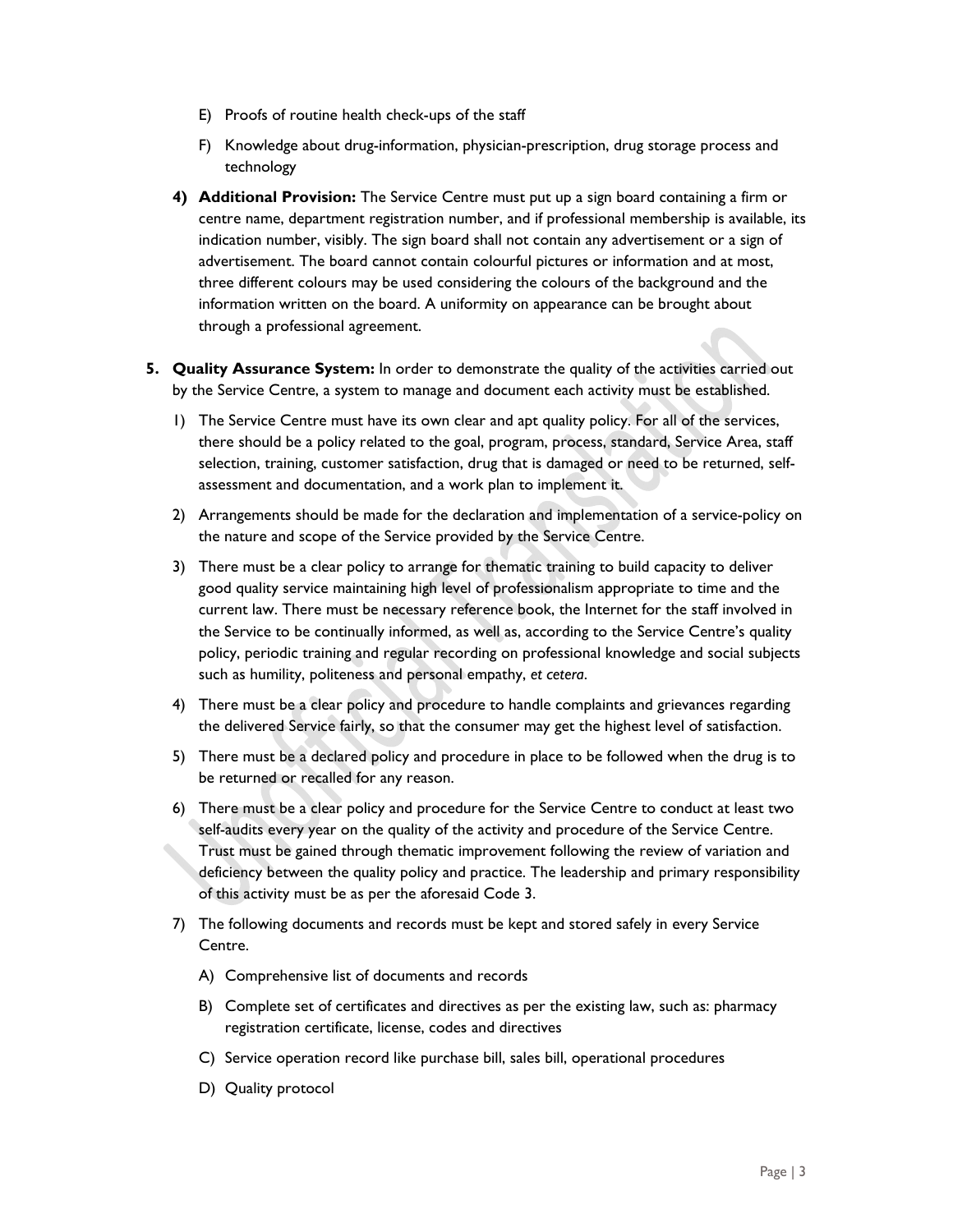E) Proofs of routine health check-ups of the staff

F) Knowledge about drug-information, physician-prescription, drug storage process and technology

**4) Additional Provision:** The Service Centre must put up a sign board containing a firm or centre name, department registration number, and if professional membership is available, its indication number, visibly. The sign board shall not contain any advertisement or a sign of advertisement. The board cannot contain colourful pictures or information and at most, three different colours may be used considering the colours of the background and the information written on the board. A uniformity on appearance can be brought about through a professional agreement.

**5. Quality Assurance System:** In order to demonstrate the quality of the activities carried out by the Service Centre, a system to manage and document each activity must be established.

1) The Service Centre must have its own clear and apt quality policy. For all of the services, there should be a policy related to the goal, program, process, standard, Service Area, staff selection, training, customer satisfaction, drug that is damaged or need to be returned, self-assessment and documentation, and a work plan to implement it.

2) Arrangements should be made for the declaration and implementation of a service-policy on the nature and scope of the Service provided by the Service Centre.

3) There must be a clear policy to arrange for thematic training to build capacity to deliver good quality service maintaining high level of professionalism appropriate to time and the current law. There must be necessary reference book, the Internet for the staff involved in the Service to be continually informed, as well as, according to the Service Centre's quality policy, periodic training and regular recording on professional knowledge and social subjects such as humility, politeness and personal empathy, *et cetera*.

4) There must be a clear policy and procedure to handle complaints and grievances regarding the delivered Service fairly, so that the consumer may get the highest level of satisfaction.

5) There must be a declared policy and procedure in place to be followed when the drug is to be returned or recalled for any reason.

6) There must be a clear policy and procedure for the Service Centre to conduct at least two self-audits every year on the quality of the activity and procedure of the Service Centre. Trust must be gained through thematic improvement following the review of variation and deficiency between the quality policy and practice. The leadership and primary responsibility of this activity must be as per the aforesaid Code 3.

7) The following documents and records must be kept and stored safely in every Service Centre.

A) Comprehensive list of documents and records

B) Complete set of certificates and directives as per the existing law, such as: pharmacy registration certificate, license, codes and directives

C) Service operation record like purchase bill, sales bill, operational procedures

D) Quality protocol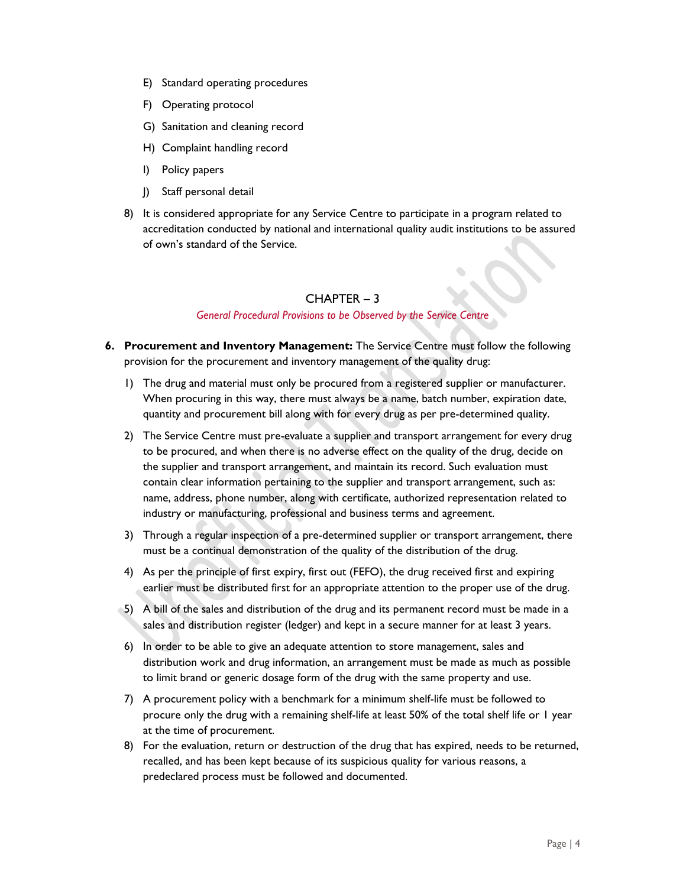E) Standard operating procedures

F) Operating protocol

G) Sanitation and cleaning record

H) Complaint handling record

I) Policy papers

J) Staff personal detail

8) It is considered appropriate for any Service Centre to participate in a program related to accreditation conducted by national and international quality audit institutions to be assured of own's standard of the Service.

## CHAPTER – 3

*General Procedural Provisions to be Observed by the Service Centre*

**6. Procurement and Inventory Management:** The Service Centre must follow the following provision for the procurement and inventory management of the quality drug:

1) The drug and material must only be procured from a registered supplier or manufacturer. When procuring in this way, there must always be a name, batch number, expiration date, quantity and procurement bill along with for every drug as per pre-determined quality.

2) The Service Centre must pre-evaluate a supplier and transport arrangement for every drug to be procured, and when there is no adverse effect on the quality of the drug, decide on the supplier and transport arrangement, and maintain its record. Such evaluation must contain clear information pertaining to the supplier and transport arrangement, such as: name, address, phone number, along with certificate, authorized representation related to industry or manufacturing, professional and business terms and agreement.

3) Through a regular inspection of a pre-determined supplier or transport arrangement, there must be a continual demonstration of the quality of the distribution of the drug.

4) As per the principle of first expiry, first out (FEFO), the drug received first and expiring earlier must be distributed first for an appropriate attention to the proper use of the drug.

5) A bill of the sales and distribution of the drug and its permanent record must be made in a sales and distribution register (ledger) and kept in a secure manner for at least 3 years.

6) In order to be able to give an adequate attention to store management, sales and distribution work and drug information, an arrangement must be made as much as possible to limit brand or generic dosage form of the drug with the same property and use.

7) A procurement policy with a benchmark for a minimum shelf-life must be followed to procure only the drug with a remaining shelf-life at least 50% of the total shelf life or 1 year at the time of procurement.

8) For the evaluation, return or destruction of the drug that has expired, needs to be returned, recalled, and has been kept because of its suspicious quality for various reasons, a predeclared process must be followed and documented.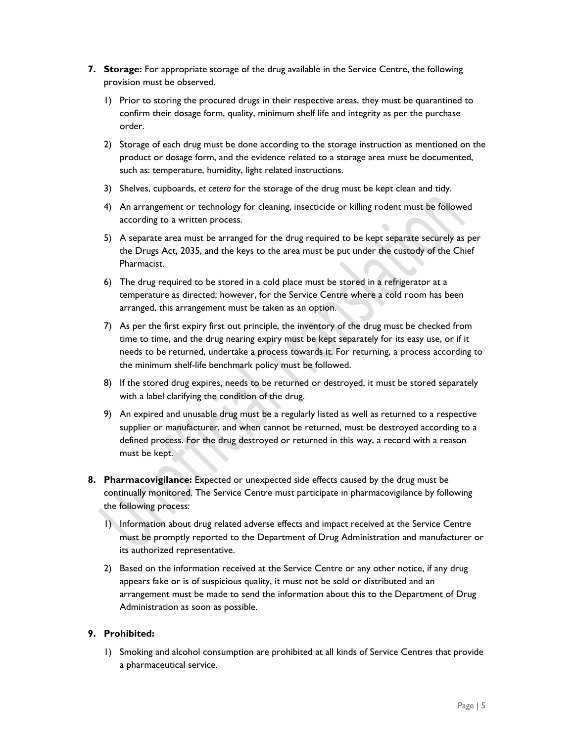7. **Storage:** For appropriate storage of the drug available in the Service Centre, the following provision must be observed.

    1) Prior to storing the procured drugs in their respective areas, they must be quarantined to confirm their dosage form, quality, minimum shelf life and integrity as per the purchase order.

    2) Storage of each drug must be done according to the storage instruction as mentioned on the product or dosage form, and the evidence related to a storage area must be documented, such as: temperature, humidity, light related instructions.

    3) Shelves, cupboards, *et cetera* for the storage of the drug must be kept clean and tidy.

    4) An arrangement or technology for cleaning, insecticide or killing rodent must be followed according to a written process.

    5) A separate area must be arranged for the drug required to be kept separate securely as per the Drugs Act, 2035, and the keys to the area must be put under the custody of the Chief Pharmacist.

    6) The drug required to be stored in a cold place must be stored in a refrigerator at a temperature as directed; however, for the Service Centre where a cold room has been arranged, this arrangement must be taken as an option.

    7) As per the first expiry first out principle, the inventory of the drug must be checked from time to time, and the drug nearing expiry must be kept separately for its easy use, or if it needs to be returned, undertake a process towards it. For returning, a process according to the minimum shelf-life benchmark policy must be followed.

    8) If the stored drug expires, needs to be returned or destroyed, it must be stored separately with a label clarifying the condition of the drug.

    9) An expired and unusable drug must be a regularly listed as well as returned to a respective supplier or manufacturer, and when cannot be returned, must be destroyed according to a defined process. For the drug destroyed or returned in this way, a record with a reason must be kept.

8. **Pharmacovigilance:** Expected or unexpected side effects caused by the drug must be continually monitored. The Service Centre must participate in pharmacovigilance by following the following process:

    1) Information about drug related adverse effects and impact received at the Service Centre must be promptly reported to the Department of Drug Administration and manufacturer or its authorized representative.

    2) Based on the information received at the Service Centre or any other notice, if any drug appears fake or is of suspicious quality, it must not be sold or distributed and an arrangement must be made to send the information about this to the Department of Drug Administration as soon as possible.

9. **Prohibited:**

    1) Smoking and alcohol consumption are prohibited at all kinds of Service Centres that provide a pharmaceutical service.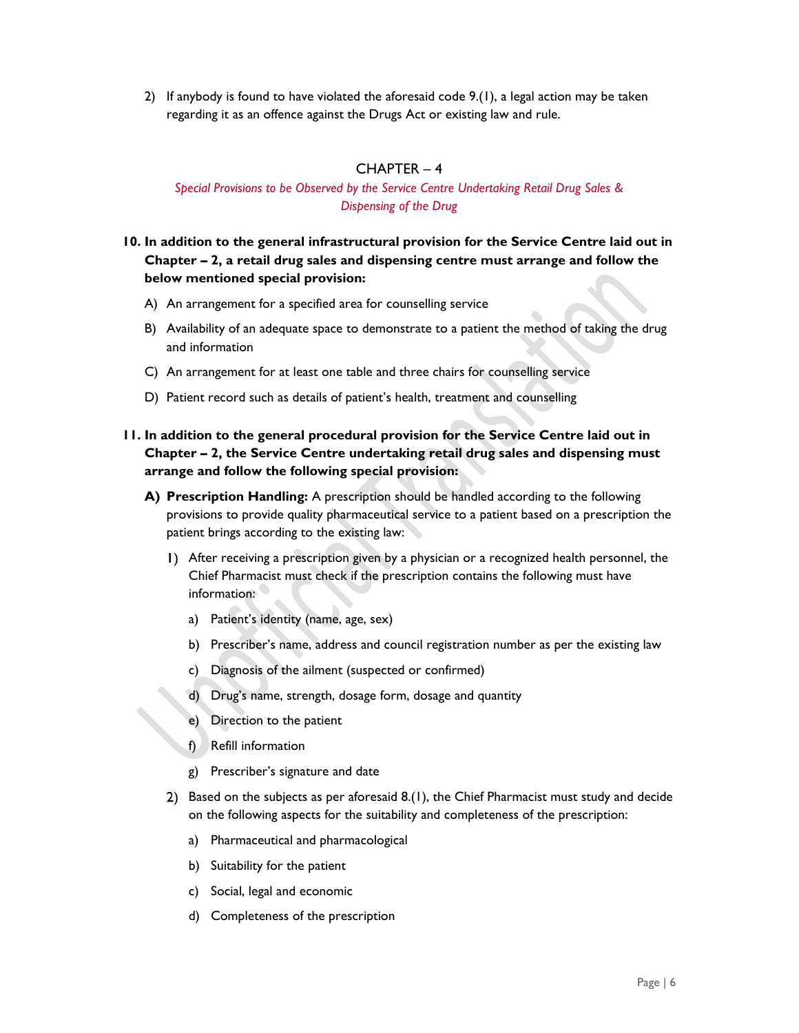2) If anybody is found to have violated the aforesaid code 9.(1), a legal action may be taken regarding it as an offence against the Drugs Act or existing law and rule.

## CHAPTER – 4

*Special Provisions to be Observed by the Service Centre Undertaking Retail Drug Sales & Dispensing of the Drug*

**10. In addition to the general infrastructural provision for the Service Centre laid out in Chapter – 2, a retail drug sales and dispensing centre must arrange and follow the below mentioned special provision:**

A) An arrangement for a specified area for counselling service

B) Availability of an adequate space to demonstrate to a patient the method of taking the drug and information

C) An arrangement for at least one table and three chairs for counselling service

D) Patient record such as details of patient's health, treatment and counselling

**11. In addition to the general procedural provision for the Service Centre laid out in Chapter – 2, the Service Centre undertaking retail drug sales and dispensing must arrange and follow the following special provision:**

**A) Prescription Handling:** A prescription should be handled according to the following provisions to provide quality pharmaceutical service to a patient based on a prescription the patient brings according to the existing law:

1) After receiving a prescription given by a physician or a recognized health personnel, the Chief Pharmacist must check if the prescription contains the following must have information:

a) Patient's identity (name, age, sex)

b) Prescriber's name, address and council registration number as per the existing law

c) Diagnosis of the ailment (suspected or confirmed)

d) Drug's name, strength, dosage form, dosage and quantity

e) Direction to the patient

f) Refill information

g) Prescriber's signature and date

2) Based on the subjects as per aforesaid 8.(1), the Chief Pharmacist must study and decide on the following aspects for the suitability and completeness of the prescription:

a) Pharmaceutical and pharmacological

b) Suitability for the patient

c) Social, legal and economic

d) Completeness of the prescription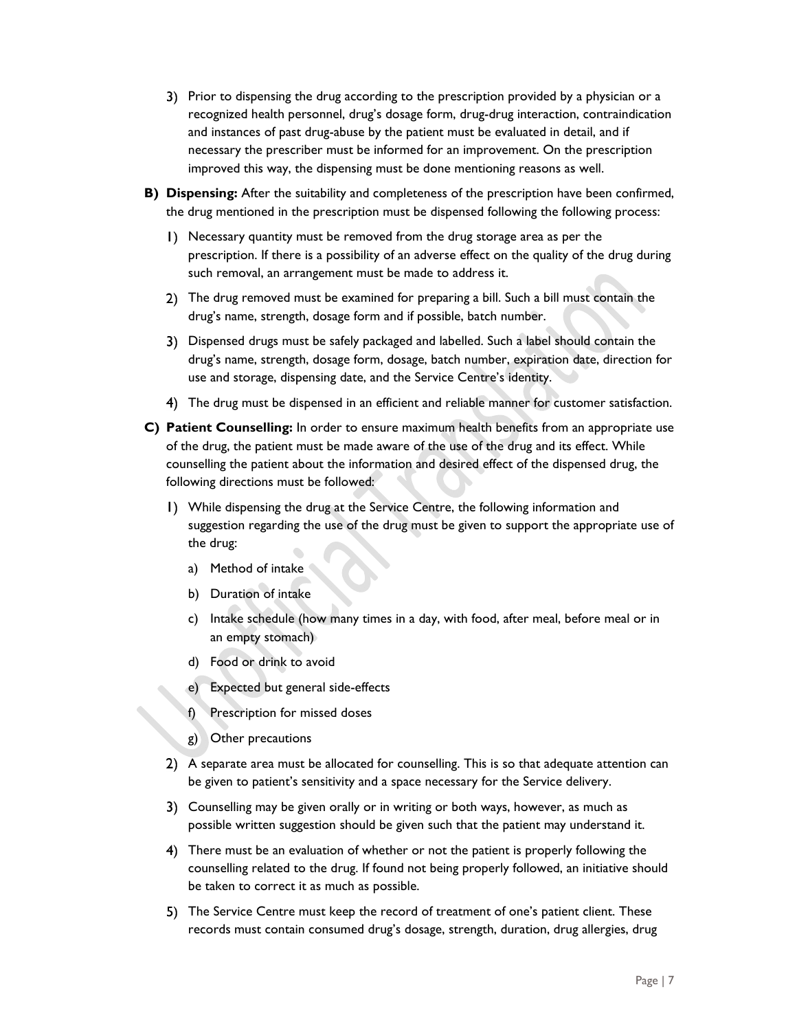3) Prior to dispensing the drug according to the prescription provided by a physician or a recognized health personnel, drug's dosage form, drug-drug interaction, contraindication and instances of past drug-abuse by the patient must be evaluated in detail, and if necessary the prescriber must be informed for an improvement. On the prescription improved this way, the dispensing must be done mentioning reasons as well.

**B) Dispensing:** After the suitability and completeness of the prescription have been confirmed, the drug mentioned in the prescription must be dispensed following the following process:

1) Necessary quantity must be removed from the drug storage area as per the prescription. If there is a possibility of an adverse effect on the quality of the drug during such removal, an arrangement must be made to address it.

2) The drug removed must be examined for preparing a bill. Such a bill must contain the drug's name, strength, dosage form and if possible, batch number.

3) Dispensed drugs must be safely packaged and labelled. Such a label should contain the drug's name, strength, dosage form, dosage, batch number, expiration date, direction for use and storage, dispensing date, and the Service Centre's identity.

4) The drug must be dispensed in an efficient and reliable manner for customer satisfaction.

**C) Patient Counselling:** In order to ensure maximum health benefits from an appropriate use of the drug, the patient must be made aware of the use of the drug and its effect. While counselling the patient about the information and desired effect of the dispensed drug, the following directions must be followed:

1) While dispensing the drug at the Service Centre, the following information and suggestion regarding the use of the drug must be given to support the appropriate use of the drug:

   a) Method of intake

   b) Duration of intake

   c) Intake schedule (how many times in a day, with food, after meal, before meal or in an empty stomach)

   d) Food or drink to avoid

   e) Expected but general side-effects

   f) Prescription for missed doses

   g) Other precautions

2) A separate area must be allocated for counselling. This is so that adequate attention can be given to patient's sensitivity and a space necessary for the Service delivery.

3) Counselling may be given orally or in writing or both ways, however, as much as possible written suggestion should be given such that the patient may understand it.

4) There must be an evaluation of whether or not the patient is properly following the counselling related to the drug. If found not being properly followed, an initiative should be taken to correct it as much as possible.

5) The Service Centre must keep the record of treatment of one's patient client. These records must contain consumed drug's dosage, strength, duration, drug allergies, drug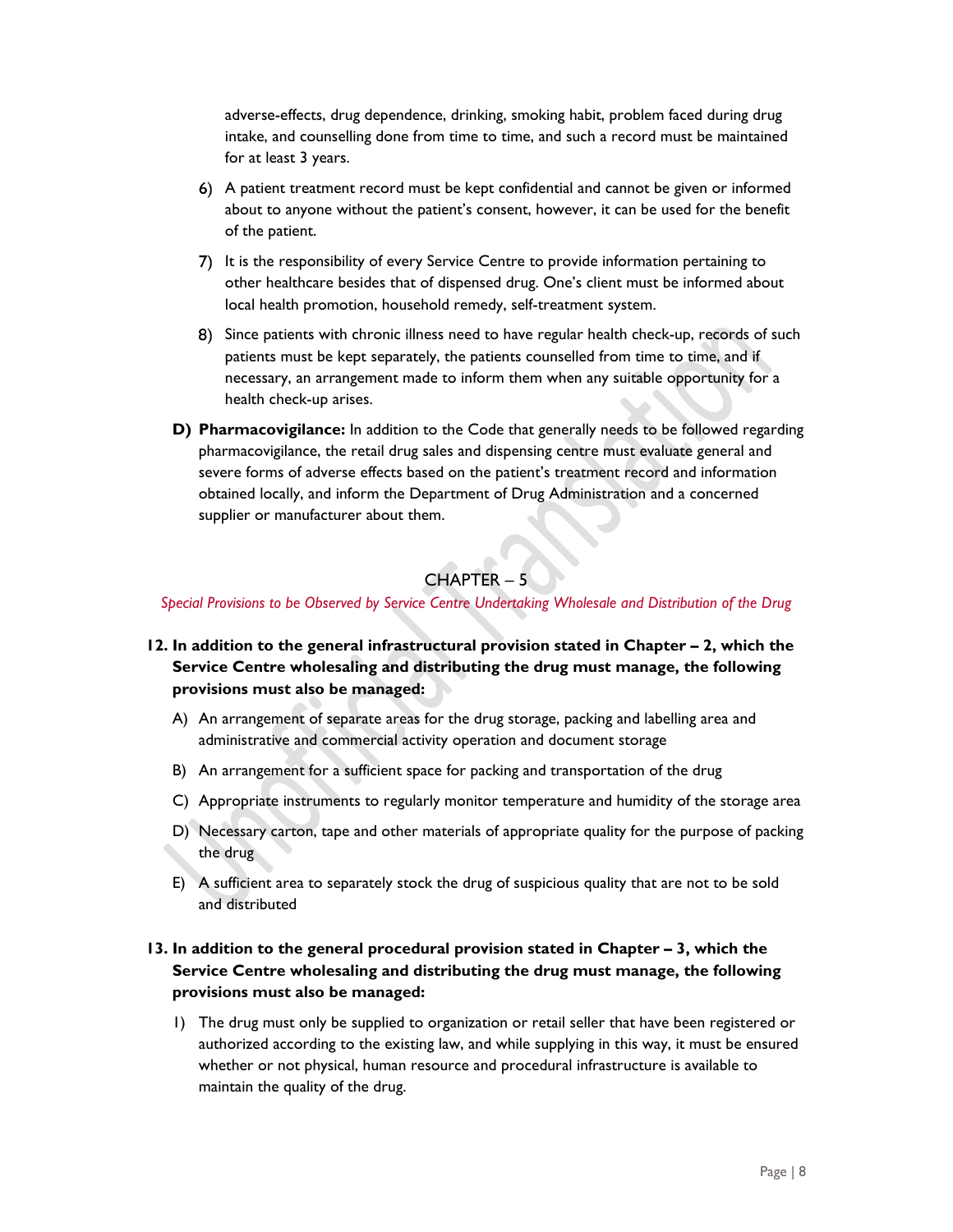adverse-effects, drug dependence, drinking, smoking habit, problem faced during drug intake, and counselling done from time to time, and such a record must be maintained for at least 3 years.

6) A patient treatment record must be kept confidential and cannot be given or informed about to anyone without the patient's consent, however, it can be used for the benefit of the patient.

7) It is the responsibility of every Service Centre to provide information pertaining to other healthcare besides that of dispensed drug. One's client must be informed about local health promotion, household remedy, self-treatment system.

8) Since patients with chronic illness need to have regular health check-up, records of such patients must be kept separately, the patients counselled from time to time, and if necessary, an arrangement made to inform them when any suitable opportunity for a health check-up arises.

**D) Pharmacovigilance:** In addition to the Code that generally needs to be followed regarding pharmacovigilance, the retail drug sales and dispensing centre must evaluate general and severe forms of adverse effects based on the patient's treatment record and information obtained locally, and inform the Department of Drug Administration and a concerned supplier or manufacturer about them.

## CHAPTER – 5

*Special Provisions to be Observed by Service Centre Undertaking Wholesale and Distribution of the Drug*

**12. In addition to the general infrastructural provision stated in Chapter – 2, which the Service Centre wholesaling and distributing the drug must manage, the following provisions must also be managed:**

A) An arrangement of separate areas for the drug storage, packing and labelling area and administrative and commercial activity operation and document storage

B) An arrangement for a sufficient space for packing and transportation of the drug

C) Appropriate instruments to regularly monitor temperature and humidity of the storage area

D) Necessary carton, tape and other materials of appropriate quality for the purpose of packing the drug

E) A sufficient area to separately stock the drug of suspicious quality that are not to be sold and distributed

**13. In addition to the general procedural provision stated in Chapter – 3, which the Service Centre wholesaling and distributing the drug must manage, the following provisions must also be managed:**

1) The drug must only be supplied to organization or retail seller that have been registered or authorized according to the existing law, and while supplying in this way, it must be ensured whether or not physical, human resource and procedural infrastructure is available to maintain the quality of the drug.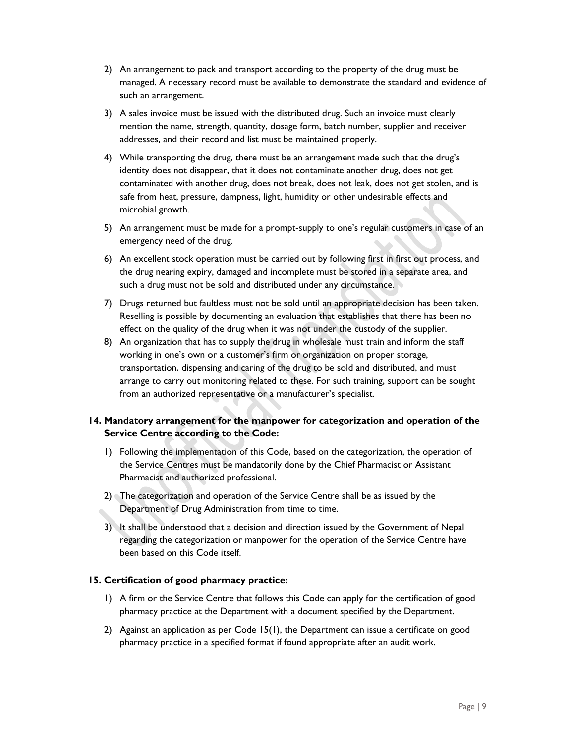2) An arrangement to pack and transport according to the property of the drug must be managed. A necessary record must be available to demonstrate the standard and evidence of such an arrangement.

3) A sales invoice must be issued with the distributed drug. Such an invoice must clearly mention the name, strength, quantity, dosage form, batch number, supplier and receiver addresses, and their record and list must be maintained properly.

4) While transporting the drug, there must be an arrangement made such that the drug's identity does not disappear, that it does not contaminate another drug, does not get contaminated with another drug, does not break, does not leak, does not get stolen, and is safe from heat, pressure, dampness, light, humidity or other undesirable effects and microbial growth.

5) An arrangement must be made for a prompt-supply to one's regular customers in case of an emergency need of the drug.

6) An excellent stock operation must be carried out by following first in first out process, and the drug nearing expiry, damaged and incomplete must be stored in a separate area, and such a drug must not be sold and distributed under any circumstance.

7) Drugs returned but faultless must not be sold until an appropriate decision has been taken. Reselling is possible by documenting an evaluation that establishes that there has been no effect on the quality of the drug when it was not under the custody of the supplier.

8) An organization that has to supply the drug in wholesale must train and inform the staff working in one's own or a customer's firm or organization on proper storage, transportation, dispensing and caring of the drug to be sold and distributed, and must arrange to carry out monitoring related to these. For such training, support can be sought from an authorized representative or a manufacturer's specialist.

### 14. Mandatory arrangement for the manpower for categorization and operation of the Service Centre according to the Code:

1) Following the implementation of this Code, based on the categorization, the operation of the Service Centres must be mandatorily done by the Chief Pharmacist or Assistant Pharmacist and authorized professional.

2) The categorization and operation of the Service Centre shall be as issued by the Department of Drug Administration from time to time.

3) It shall be understood that a decision and direction issued by the Government of Nepal regarding the categorization or manpower for the operation of the Service Centre have been based on this Code itself.

### 15. Certification of good pharmacy practice:

1) A firm or the Service Centre that follows this Code can apply for the certification of good pharmacy practice at the Department with a document specified by the Department.

2) Against an application as per Code 15(1), the Department can issue a certificate on good pharmacy practice in a specified format if found appropriate after an audit work.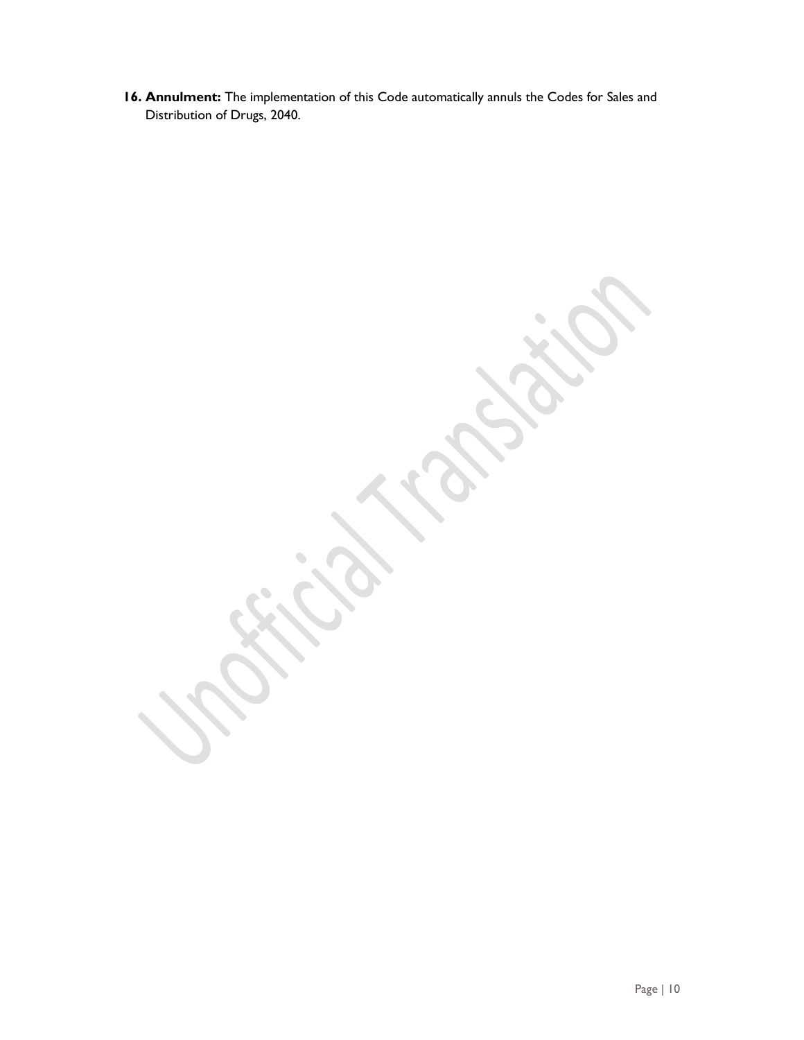16. **Annulment:** The implementation of this Code automatically annuls the Codes for Sales and Distribution of Drugs, 2040.